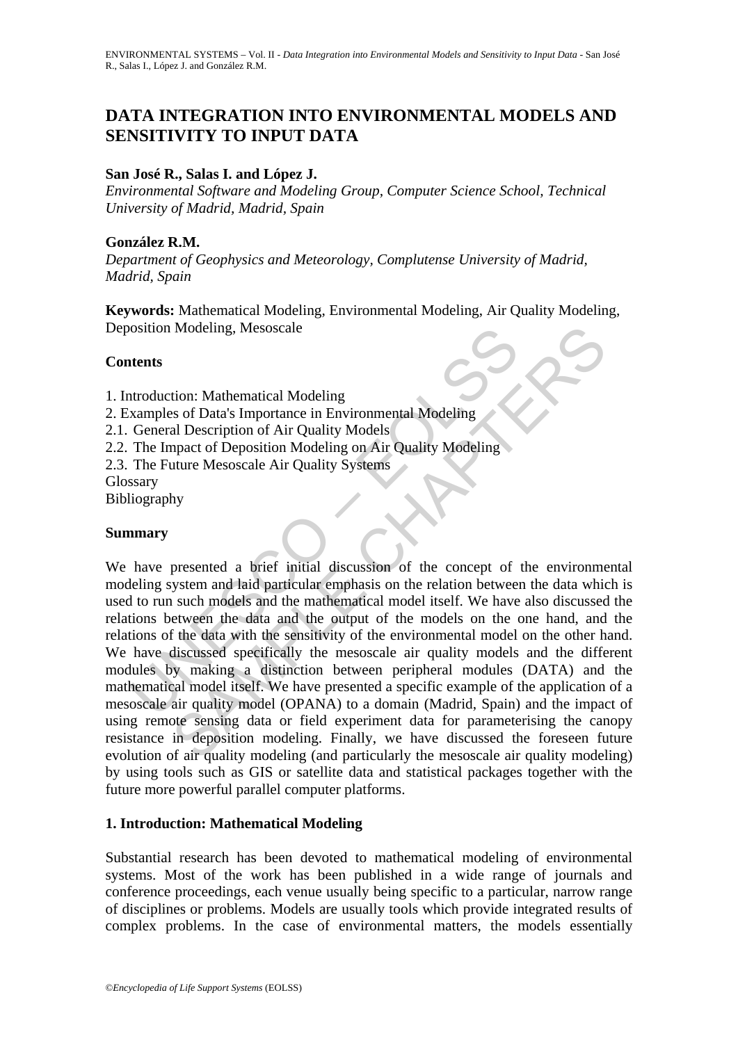# DATA INTEGRATION INTO ENVIRONMENTAL MODELS AND SENSITIVITY TO INPUT DATA

**San José R., Salas I. and López J.**

*Environmental Software and Modeling Group, Computer Science School, Technical University of Madrid, Madrid, Spain*

**González R.M.**

*Department of Geophysics and Meteorology, Complutense University of Madrid, Madrid, Spain*

**Keywords:** Mathematical Modeling, Environmental Modeling, Air Quality Modeling, Deposition Modeling, Mesoscale

## Contents

1. Introduction: Mathematical Modeling
2. Examples of Data's Importance in Environmental Modeling
2.1. General Description of Air Quality Models
2.2. The Impact of Deposition Modeling on Air Quality Modeling
2.3. The Future Mesoscale Air Quality Systems

Glossary

Bibliography

## Summary

We have presented a brief initial discussion of the concept of the environmental modeling system and laid particular emphasis on the relation between the data which is used to run such models and the mathematical model itself. We have also discussed the relations between the data and the output of the models on the one hand, and the relations of the data with the sensitivity of the environmental model on the other hand. We have discussed specifically the mesoscale air quality models and the different modules by making a distinction between peripheral modules (DATA) and the mathematical model itself. We have presented a specific example of the application of a mesoscale air quality model (OPANA) to a domain (Madrid, Spain) and the impact of using remote sensing data or field experiment data for parameterising the canopy resistance in deposition modeling. Finally, we have discussed the foreseen future evolution of air quality modeling (and particularly the mesoscale air quality modeling) by using tools such as GIS or satellite data and statistical packages together with the future more powerful parallel computer platforms.

## 1. Introduction: Mathematical Modeling

Substantial research has been devoted to mathematical modeling of environmental systems. Most of the work has been published in a wide range of journals and conference proceedings, each venue usually being specific to a particular, narrow range of disciplines or problems. Models are usually tools which provide integrated results of complex problems. In the case of environmental matters, the models essentially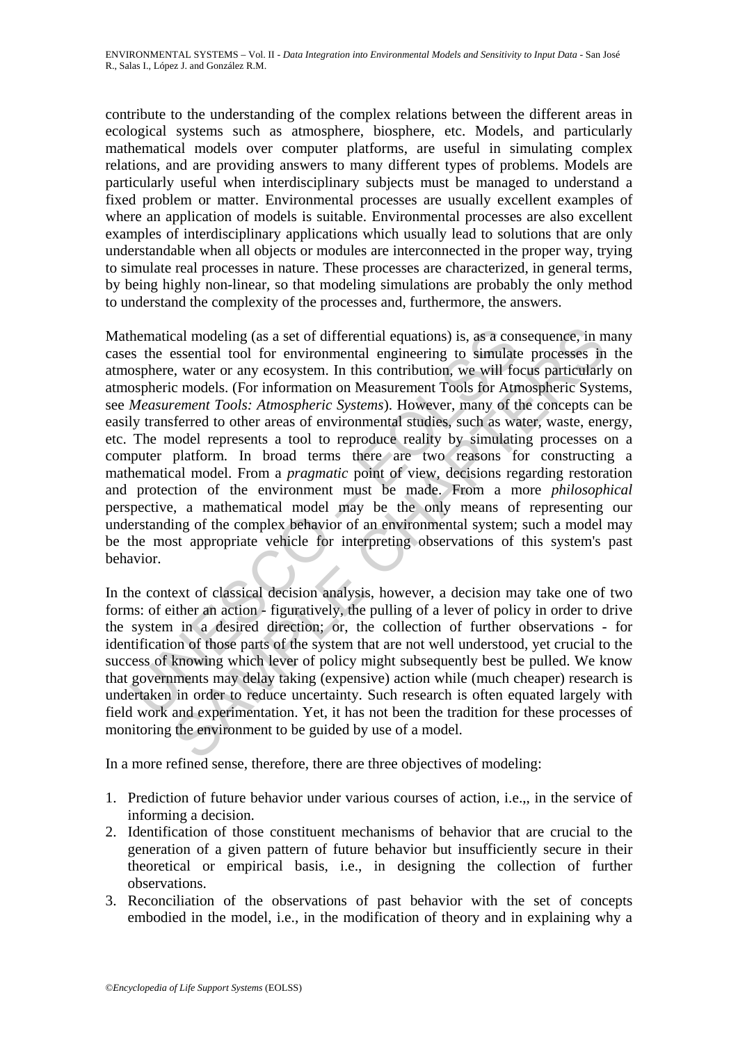contribute to the understanding of the complex relations between the different areas in ecological systems such as atmosphere, biosphere, etc. Models, and particularly mathematical models over computer platforms, are useful in simulating complex relations, and are providing answers to many different types of problems. Models are particularly useful when interdisciplinary subjects must be managed to understand a fixed problem or matter. Environmental processes are usually excellent examples of where an application of models is suitable. Environmental processes are also excellent examples of interdisciplinary applications which usually lead to solutions that are only understandable when all objects or modules are interconnected in the proper way, trying to simulate real processes in nature. These processes are characterized, in general terms, by being highly non-linear, so that modeling simulations are probably the only method to understand the complexity of the processes and, furthermore, the answers.

Mathematical modeling (as a set of differential equations) is, as a consequence, in many cases the essential tool for environmental engineering to simulate processes in the atmosphere, water or any ecosystem. In this contribution, we will focus particularly on atmospheric models. (For information on Measurement Tools for Atmospheric Systems, see *Measurement Tools: Atmospheric Systems*). However, many of the concepts can be easily transferred to other areas of environmental studies, such as water, waste, energy, etc. The model represents a tool to reproduce reality by simulating processes on a computer platform. In broad terms there are two reasons for constructing a mathematical model. From a *pragmatic* point of view, decisions regarding restoration and protection of the environment must be made. From a more *philosophical* perspective, a mathematical model may be the only means of representing our understanding of the complex behavior of an environmental system; such a model may be the most appropriate vehicle for interpreting observations of this system's past behavior.

In the context of classical decision analysis, however, a decision may take one of two forms: of either an action - figuratively, the pulling of a lever of policy in order to drive the system in a desired direction; or, the collection of further observations - for identification of those parts of the system that are not well understood, yet crucial to the success of knowing which lever of policy might subsequently best be pulled. We know that governments may delay taking (expensive) action while (much cheaper) research is undertaken in order to reduce uncertainty. Such research is often equated largely with field work and experimentation. Yet, it has not been the tradition for these processes of monitoring the environment to be guided by use of a model.

In a more refined sense, therefore, there are three objectives of modeling:

1. Prediction of future behavior under various courses of action, i.e.,, in the service of informing a decision.
2. Identification of those constituent mechanisms of behavior that are crucial to the generation of a given pattern of future behavior but insufficiently secure in their theoretical or empirical basis, i.e., in designing the collection of further observations.
3. Reconciliation of the observations of past behavior with the set of concepts embodied in the model, i.e., in the modification of theory and in explaining why a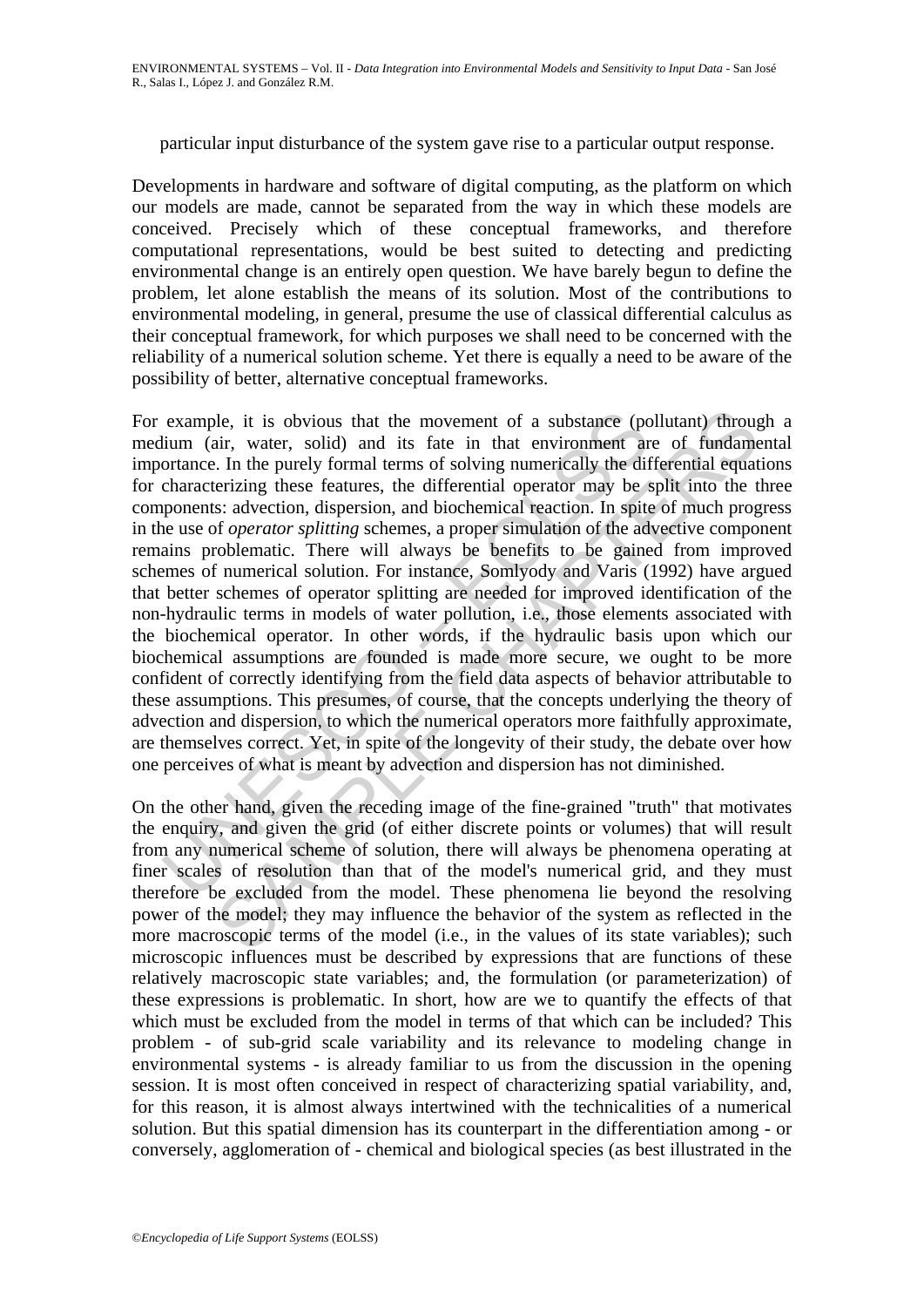particular input disturbance of the system gave rise to a particular output response.

Developments in hardware and software of digital computing, as the platform on which our models are made, cannot be separated from the way in which these models are conceived. Precisely which of these conceptual frameworks, and therefore computational representations, would be best suited to detecting and predicting environmental change is an entirely open question. We have barely begun to define the problem, let alone establish the means of its solution. Most of the contributions to environmental modeling, in general, presume the use of classical differential calculus as their conceptual framework, for which purposes we shall need to be concerned with the reliability of a numerical solution scheme. Yet there is equally a need to be aware of the possibility of better, alternative conceptual frameworks.

For example, it is obvious that the movement of a substance (pollutant) through a medium (air, water, solid) and its fate in that environment are of fundamental importance. In the purely formal terms of solving numerically the differential equations for characterizing these features, the differential operator may be split into the three components: advection, dispersion, and biochemical reaction. In spite of much progress in the use of *operator splitting* schemes, a proper simulation of the advective component remains problematic. There will always be benefits to be gained from improved schemes of numerical solution. For instance, Somlyody and Varis (1992) have argued that better schemes of operator splitting are needed for improved identification of the non-hydraulic terms in models of water pollution, i.e., those elements associated with the biochemical operator. In other words, if the hydraulic basis upon which our biochemical assumptions are founded is made more secure, we ought to be more confident of correctly identifying from the field data aspects of behavior attributable to these assumptions. This presumes, of course, that the concepts underlying the theory of advection and dispersion, to which the numerical operators more faithfully approximate, are themselves correct. Yet, in spite of the longevity of their study, the debate over how one perceives of what is meant by advection and dispersion has not diminished.

On the other hand, given the receding image of the fine-grained "truth" that motivates the enquiry, and given the grid (of either discrete points or volumes) that will result from any numerical scheme of solution, there will always be phenomena operating at finer scales of resolution than that of the model's numerical grid, and they must therefore be excluded from the model. These phenomena lie beyond the resolving power of the model; they may influence the behavior of the system as reflected in the more macroscopic terms of the model (i.e., in the values of its state variables); such microscopic influences must be described by expressions that are functions of these relatively macroscopic state variables; and, the formulation (or parameterization) of these expressions is problematic. In short, how are we to quantify the effects of that which must be excluded from the model in terms of that which can be included? This problem - of sub-grid scale variability and its relevance to modeling change in environmental systems - is already familiar to us from the discussion in the opening session. It is most often conceived in respect of characterizing spatial variability, and, for this reason, it is almost always intertwined with the technicalities of a numerical solution. But this spatial dimension has its counterpart in the differentiation among - or conversely, agglomeration of - chemical and biological species (as best illustrated in the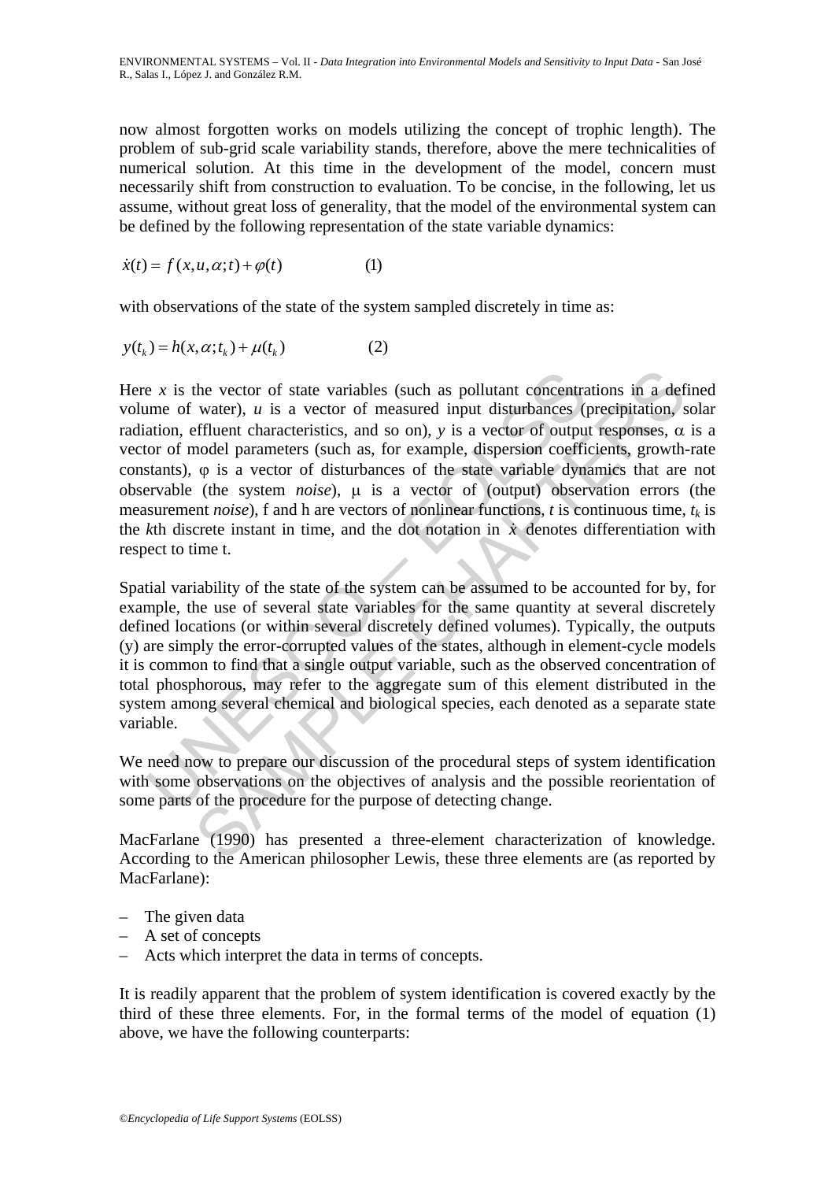now almost forgotten works on models utilizing the concept of trophic length). The problem of sub-grid scale variability stands, therefore, above the mere technicalities of numerical solution. At this time in the development of the model, concern must necessarily shift from construction to evaluation. To be concise, in the following, let us assume, without great loss of generality, that the model of the environmental system can be defined by the following representation of the state variable dynamics:

$$\dot{x}(t) = f(x, u, \alpha; t) + \varphi(t) \qquad (1)$$

with observations of the state of the system sampled discretely in time as:

$$y(t_k) = h(x, \alpha; t_k) + \mu(t_k) \qquad (2)$$

Here $x$ is the vector of state variables (such as pollutant concentrations in a defined volume of water), $u$ is a vector of measured input disturbances (precipitation, solar radiation, effluent characteristics, and so on), $y$ is a vector of output responses, $\alpha$ is a vector of model parameters (such as, for example, dispersion coefficients, growth-rate constants), $\varphi$ is a vector of disturbances of the state variable dynamics that are not observable (the system *noise*), $\mu$ is a vector of (output) observation errors (the measurement *noise*), f and h are vectors of nonlinear functions, $t$ is continuous time, $t_k$ is the $k$th discrete instant in time, and the dot notation in $\dot{x}$ denotes differentiation with respect to time t.

Spatial variability of the state of the system can be assumed to be accounted for by, for example, the use of several state variables for the same quantity at several discretely defined locations (or within several discretely defined volumes). Typically, the outputs (y) are simply the error-corrupted values of the states, although in element-cycle models it is common to find that a single output variable, such as the observed concentration of total phosphorous, may refer to the aggregate sum of this element distributed in the system among several chemical and biological species, each denoted as a separate state variable.

We need now to prepare our discussion of the procedural steps of system identification with some observations on the objectives of analysis and the possible reorientation of some parts of the procedure for the purpose of detecting change.

MacFarlane (1990) has presented a three-element characterization of knowledge. According to the American philosopher Lewis, these three elements are (as reported by MacFarlane):

- The given data
- A set of concepts
- Acts which interpret the data in terms of concepts.

It is readily apparent that the problem of system identification is covered exactly by the third of these three elements. For, in the formal terms of the model of equation (1) above, we have the following counterparts: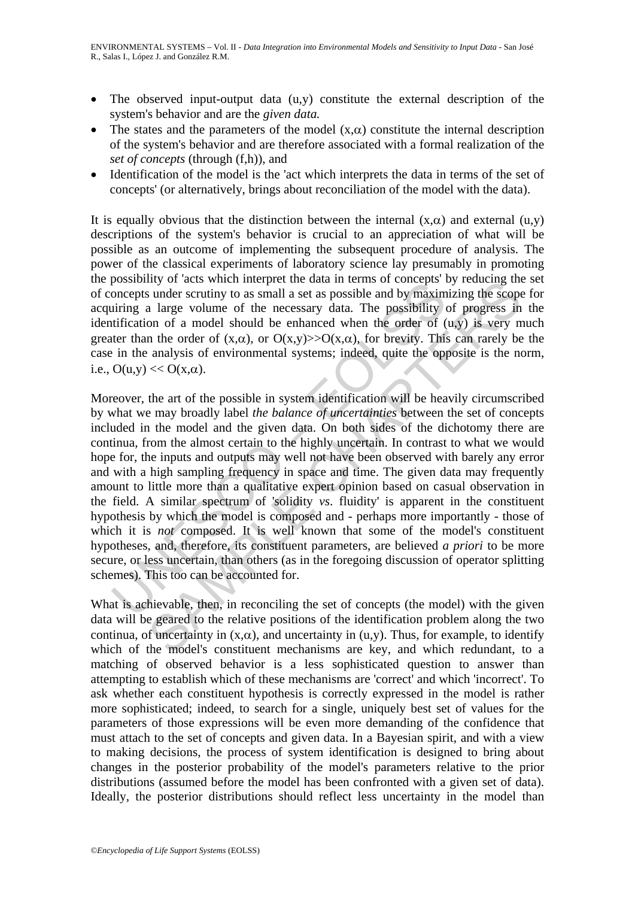- The observed input-output data (u,y) constitute the external description of the system's behavior and are the *given data.*
- The states and the parameters of the model $(x,\alpha)$ constitute the internal description of the system's behavior and are therefore associated with a formal realization of the *set of concepts* (through (f,h)), and
- Identification of the model is the 'act which interprets the data in terms of the set of concepts' (or alternatively, brings about reconciliation of the model with the data).

It is equally obvious that the distinction between the internal $(x,\alpha)$ and external (u,y) descriptions of the system's behavior is crucial to an appreciation of what will be possible as an outcome of implementing the subsequent procedure of analysis. The power of the classical experiments of laboratory science lay presumably in promoting the possibility of 'acts which interpret the data in terms of concepts' by reducing the set of concepts under scrutiny to as small a set as possible and by maximizing the scope for acquiring a large volume of the necessary data. The possibility of progress in the identification of a model should be enhanced when the order of (u,y) is very much greater than the order of $(x,\alpha)$, or $O(x,y)>>O(x,\alpha)$, for brevity. This can rarely be the case in the analysis of environmental systems; indeed, quite the opposite is the norm, i.e., $O(u,y) << O(x,\alpha)$.

Moreover, the art of the possible in system identification will be heavily circumscribed by what we may broadly label *the balance of uncertainties* between the set of concepts included in the model and the given data. On both sides of the dichotomy there are continua, from the almost certain to the highly uncertain. In contrast to what we would hope for, the inputs and outputs may well not have been observed with barely any error and with a high sampling frequency in space and time. The given data may frequently amount to little more than a qualitative expert opinion based on casual observation in the field. A similar spectrum of 'solidity *vs*. fluidity' is apparent in the constituent hypothesis by which the model is composed and - perhaps more importantly - those of which it is *not* composed. It is well known that some of the model's constituent hypotheses, and, therefore, its constituent parameters, are believed *a priori* to be more secure, or less uncertain, than others (as in the foregoing discussion of operator splitting schemes). This too can be accounted for.

What is achievable, then, in reconciling the set of concepts (the model) with the given data will be geared to the relative positions of the identification problem along the two continua, of uncertainty in $(x,\alpha)$, and uncertainty in (u,y). Thus, for example, to identify which of the model's constituent mechanisms are key, and which redundant, to a matching of observed behavior is a less sophisticated question to answer than attempting to establish which of these mechanisms are 'correct' and which 'incorrect'. To ask whether each constituent hypothesis is correctly expressed in the model is rather more sophisticated; indeed, to search for a single, uniquely best set of values for the parameters of those expressions will be even more demanding of the confidence that must attach to the set of concepts and given data. In a Bayesian spirit, and with a view to making decisions, the process of system identification is designed to bring about changes in the posterior probability of the model's parameters relative to the prior distributions (assumed before the model has been confronted with a given set of data). Ideally, the posterior distributions should reflect less uncertainty in the model than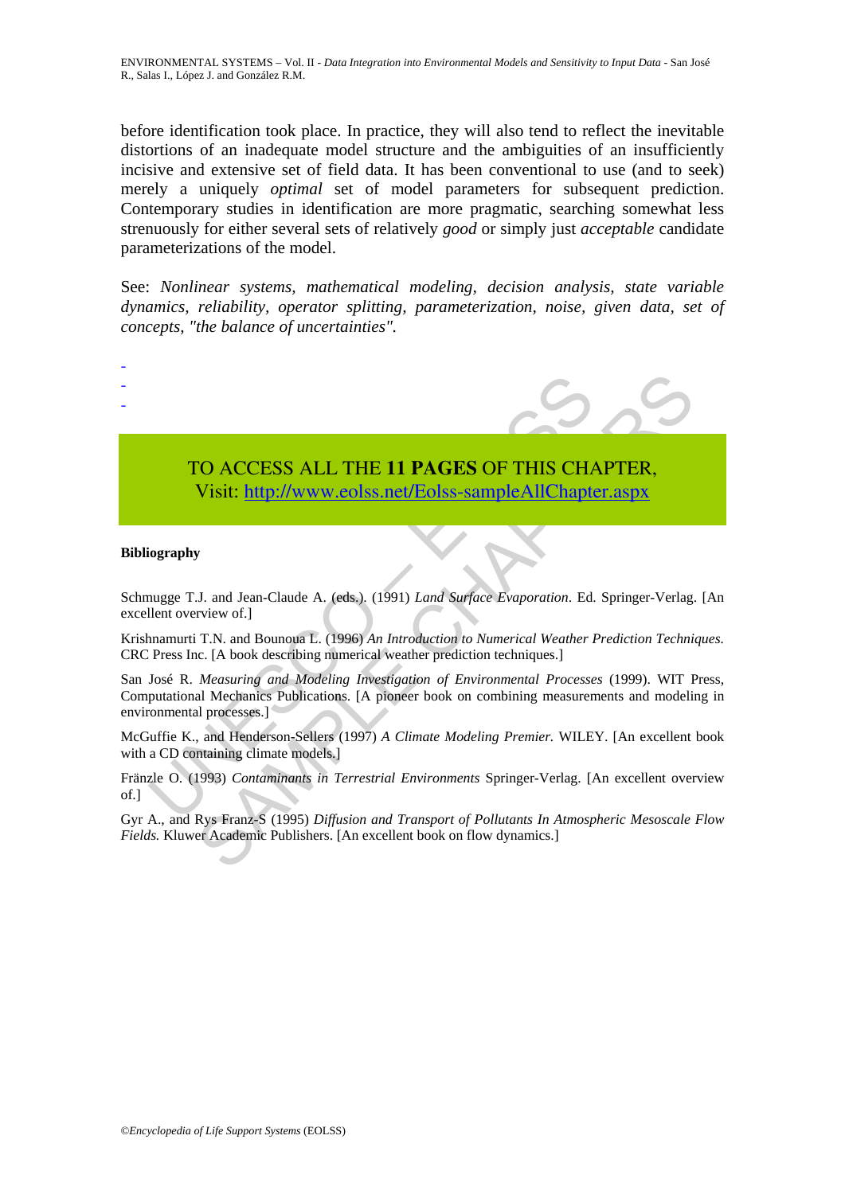before identification took place. In practice, they will also tend to reflect the inevitable distortions of an inadequate model structure and the ambiguities of an insufficiently incisive and extensive set of field data. It has been conventional to use (and to seek) merely a uniquely *optimal* set of model parameters for subsequent prediction. Contemporary studies in identification are more pragmatic, searching somewhat less strenuously for either several sets of relatively *good* or simply just *acceptable* candidate parameterizations of the model.

See: *Nonlinear systems, mathematical modeling, decision analysis, state variable dynamics, reliability, operator splitting, parameterization, noise, given data, set of concepts, "the balance of uncertainties".*

-
-
-

TO ACCESS ALL THE **11 PAGES** OF THIS CHAPTER,
Visit: http://www.eolss.net/Eolss-sampleAllChapter.aspx

**Bibliography**

Schmugge T.J. and Jean-Claude A. (eds.). (1991) *Land Surface Evaporation*. Ed. Springer-Verlag. [An excellent overview of.]

Krishnamurti T.N. and Bounoua L. (1996) *An Introduction to Numerical Weather Prediction Techniques.* CRC Press Inc. [A book describing numerical weather prediction techniques.]

San José R. *Measuring and Modeling Investigation of Environmental Processes* (1999). WIT Press, Computational Mechanics Publications. [A pioneer book on combining measurements and modeling in environmental processes.]

McGuffie K., and Henderson-Sellers (1997) *A Climate Modeling Premier.* WILEY. [An excellent book with a CD containing climate models.]

Fränzle O. (1993) *Contaminants in Terrestrial Environments* Springer-Verlag. [An excellent overview of.]

Gyr A., and Rys Franz-S (1995) *Diffusion and Transport of Pollutants In Atmospheric Mesoscale Flow Fields.* Kluwer Academic Publishers. [An excellent book on flow dynamics.]